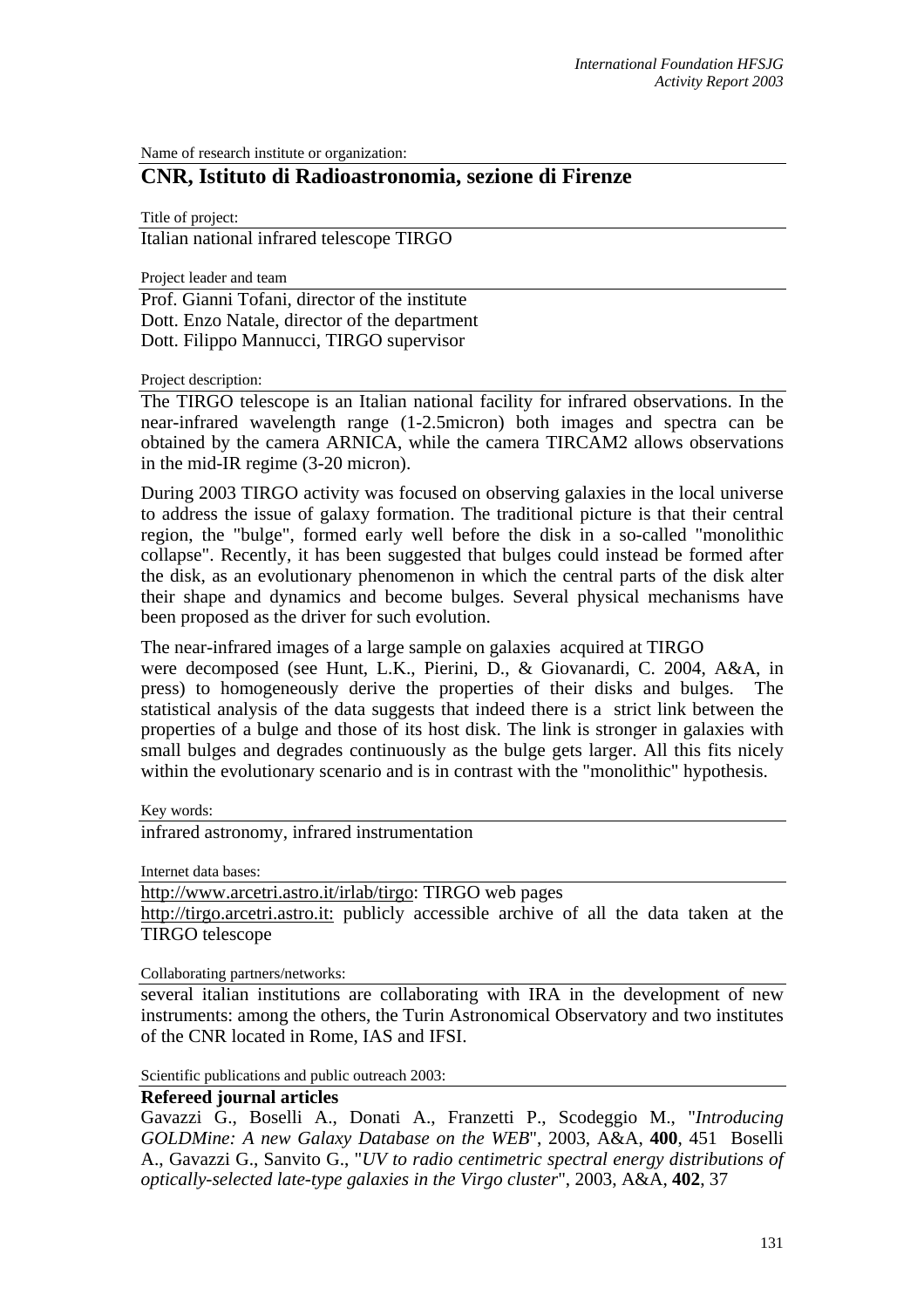Name of research institute or organization:

## CNR, Istituto di Radioastronomia, sezione di Firenze

Title of project:

Italian national infrared telescope TIRGO

Project leader and team

Prof. Gianni Tofani, director of the institute
Dott. Enzo Natale, director of the department
Dott. Filippo Mannucci, TIRGO supervisor

Project description:

The TIRGO telescope is an Italian national facility for infrared observations. In the near-infrared wavelength range (1-2.5micron) both images and spectra can be obtained by the camera ARNICA, while the camera TIRCAM2 allows observations in the mid-IR regime (3-20 micron).

During 2003 TIRGO activity was focused on observing galaxies in the local universe to address the issue of galaxy formation. The traditional picture is that their central region, the "bulge", formed early well before the disk in a so-called "monolithic collapse". Recently, it has been suggested that bulges could instead be formed after the disk, as an evolutionary phenomenon in which the central parts of the disk alter their shape and dynamics and become bulges. Several physical mechanisms have been proposed as the driver for such evolution.

The near-infrared images of a large sample on galaxies acquired at TIRGO were decomposed (see Hunt, L.K., Pierini, D., & Giovanardi, C. 2004, A&A, in press) to homogeneously derive the properties of their disks and bulges. The statistical analysis of the data suggests that indeed there is a strict link between the properties of a bulge and those of its host disk. The link is stronger in galaxies with small bulges and degrades continuously as the bulge gets larger. All this fits nicely within the evolutionary scenario and is in contrast with the "monolithic" hypothesis.

Key words:

infrared astronomy, infrared instrumentation

Internet data bases:

http://www.arcetri.astro.it/irlab/tirgo: TIRGO web pages
http://tirgo.arcetri.astro.it: publicly accessible archive of all the data taken at the TIRGO telescope

Collaborating partners/networks:

several italian institutions are collaborating with IRA in the development of new instruments: among the others, the Turin Astronomical Observatory and two institutes of the CNR located in Rome, IAS and IFSI.

Scientific publications and public outreach 2003:

**Refereed journal articles**

Gavazzi G., Boselli A., Donati A., Franzetti P., Scodeggio M., "*Introducing GOLDMine: A new Galaxy Database on the WEB*", 2003, A&A, **400**, 451 Boselli A., Gavazzi G., Sanvito G., "*UV to radio centimetric spectral energy distributions of optically-selected late-type galaxies in the Virgo cluster*", 2003, A&A, **402**, 37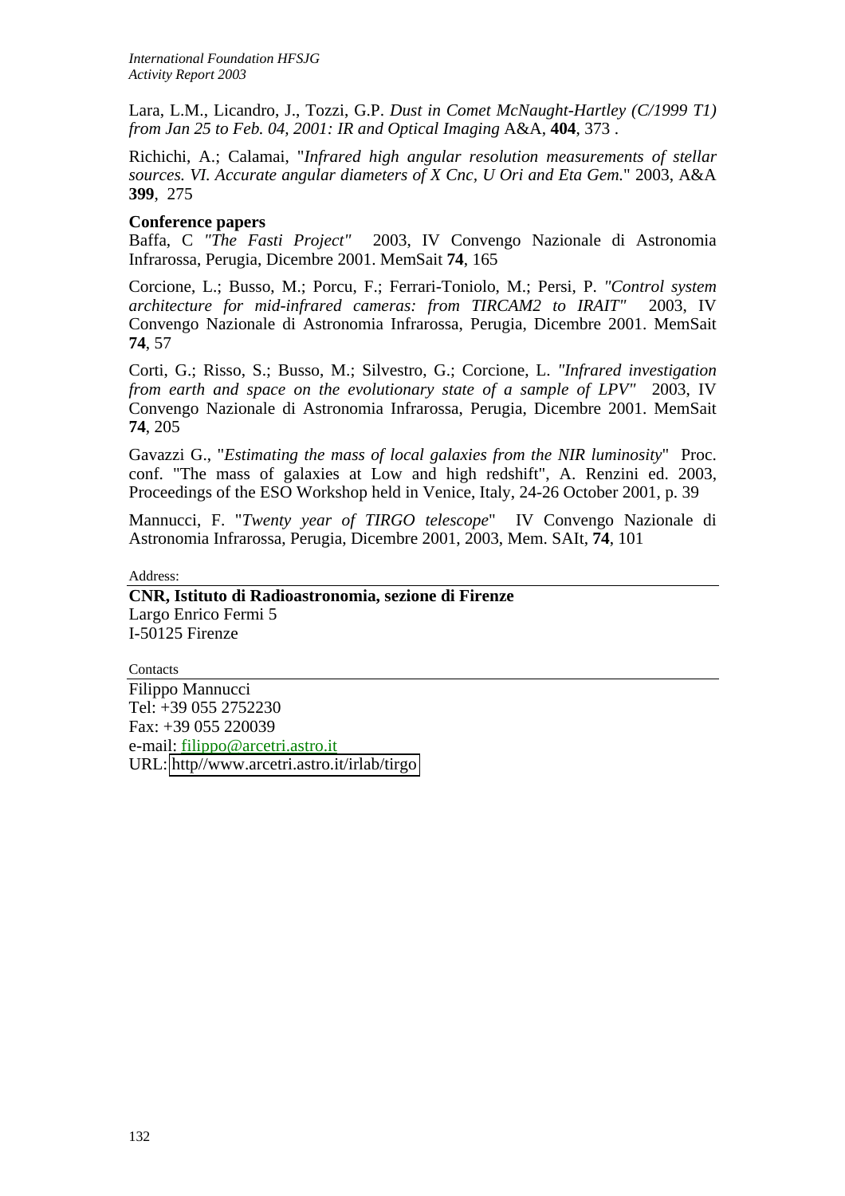Lara, L.M., Licandro, J., Tozzi, G.P. *Dust in Comet McNaught-Hartley (C/1999 T1) from Jan 25 to Feb. 04, 2001: IR and Optical Imaging* A&A, **404**, 373 .

Richichi, A.; Calamai, "*Infrared high angular resolution measurements of stellar sources. VI. Accurate angular diameters of X Cnc, U Ori and Eta Gem.*" 2003, A&A **399**, 275

**Conference papers**

Baffa, C *"The Fasti Project"* 2003, IV Convengo Nazionale di Astronomia Infrarossa, Perugia, Dicembre 2001. MemSait **74**, 165

Corcione, L.; Busso, M.; Porcu, F.; Ferrari-Toniolo, M.; Persi, P. *"Control system architecture for mid-infrared cameras: from TIRCAM2 to IRAIT"* 2003, IV Convengo Nazionale di Astronomia Infrarossa, Perugia, Dicembre 2001. MemSait **74**, 57

Corti, G.; Risso, S.; Busso, M.; Silvestro, G.; Corcione, L. *"Infrared investigation from earth and space on the evolutionary state of a sample of LPV"* 2003, IV Convengo Nazionale di Astronomia Infrarossa, Perugia, Dicembre 2001. MemSait **74**, 205

Gavazzi G., "*Estimating the mass of local galaxies from the NIR luminosity*" Proc. conf. "The mass of galaxies at Low and high redshift", A. Renzini ed. 2003, Proceedings of the ESO Workshop held in Venice, Italy, 24-26 October 2001, p. 39

Mannucci, F. "*Twenty year of TIRGO telescope*" IV Convengo Nazionale di Astronomia Infrarossa, Perugia, Dicembre 2001, 2003, Mem. SAIt, **74**, 101

Address:

**CNR, Istituto di Radioastronomia, sezione di Firenze**
Largo Enrico Fermi 5
I-50125 Firenze

Contacts

Filippo Mannucci
Tel: +39 055 2752230
Fax: +39 055 220039
e-mail: filippo@arcetri.astro.it
URL: http//www.arcetri.astro.it/irlab/tirgo